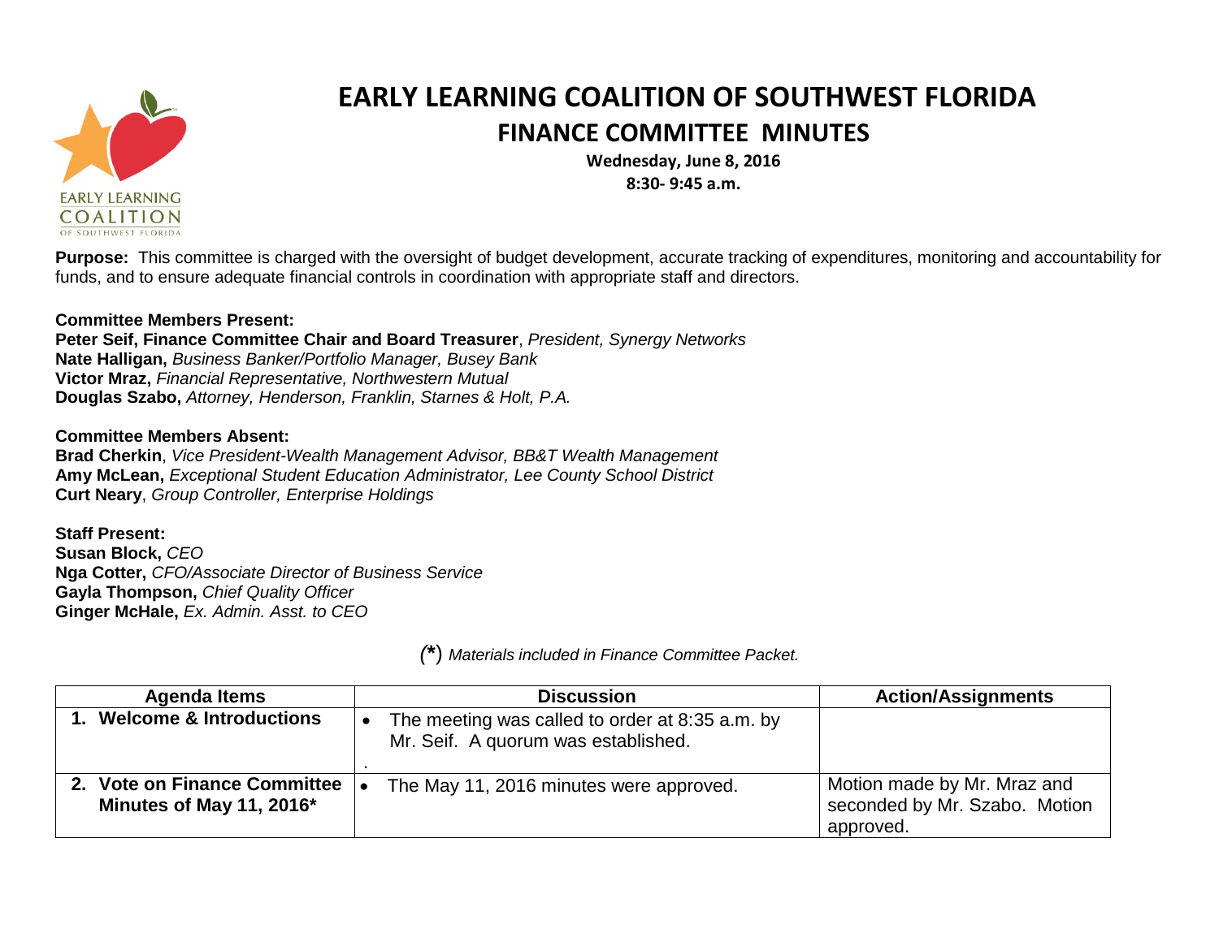# EARLY LEARNING COALITION OF SOUTHWEST FLORIDA

## FINANCE COMMITTEE MINUTES

**Wednesday, June 8, 2016**
**8:30- 9:45 a.m.**

**Purpose:** This committee is charged with the oversight of budget development, accurate tracking of expenditures, monitoring and accountability for funds, and to ensure adequate financial controls in coordination with appropriate staff and directors.

**Committee Members Present:**
**Peter Seif, Finance Committee Chair and Board Treasurer**, *President, Synergy Networks*
**Nate Halligan,** *Business Banker/Portfolio Manager, Busey Bank*
**Victor Mraz,** *Financial Representative, Northwestern Mutual*
**Douglas Szabo,** *Attorney, Henderson, Franklin, Starnes & Holt, P.A.*

**Committee Members Absent:**
**Brad Cherkin**, *Vice President-Wealth Management Advisor, BB&T Wealth Management*
**Amy McLean,** *Exceptional Student Education Administrator, Lee County School District*
**Curt Neary**, *Group Controller, Enterprise Holdings*

**Staff Present:**
**Susan Block,** *CEO*
**Nga Cotter,** *CFO/Associate Director of Business Service*
**Gayla Thompson,** *Chief Quality Officer*
**Ginger McHale,** *Ex. Admin. Asst. to CEO*

*(*) Materials included in Finance Committee Packet.*

| Agenda Items | Discussion | Action/Assignments |
|---|---|---|
| **1. Welcome & Introductions** | • The meeting was called to order at 8:35 a.m. by Mr. Seif. A quorum was established. | |
| **2. Vote on Finance Committee Minutes of May 11, 2016*** | • The May 11, 2016 minutes were approved. | Motion made by Mr. Mraz and seconded by Mr. Szabo. Motion approved. |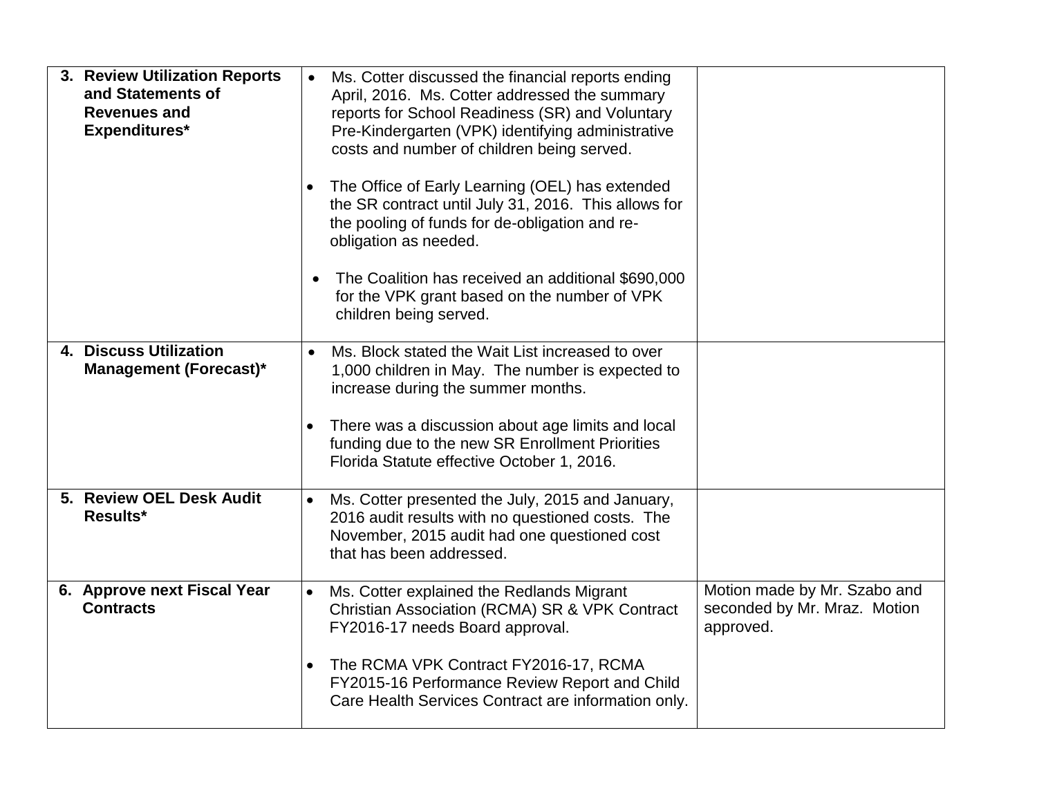| | | |
|---|---|---|
| **3. Review Utilization Reports and Statements of Revenues and Expenditures*** | • Ms. Cotter discussed the financial reports ending April, 2016. Ms. Cotter addressed the summary reports for School Readiness (SR) and Voluntary Pre-Kindergarten (VPK) identifying administrative costs and number of children being served.<br><br>• The Office of Early Learning (OEL) has extended the SR contract until July 31, 2016. This allows for the pooling of funds for de-obligation and re-obligation as needed.<br><br>• The Coalition has received an additional $690,000 for the VPK grant based on the number of VPK children being served. | |
| **4. Discuss Utilization Management (Forecast)*** | • Ms. Block stated the Wait List increased to over 1,000 children in May. The number is expected to increase during the summer months.<br><br>• There was a discussion about age limits and local funding due to the new SR Enrollment Priorities Florida Statute effective October 1, 2016. | |
| **5. Review OEL Desk Audit Results*** | • Ms. Cotter presented the July, 2015 and January, 2016 audit results with no questioned costs. The November, 2015 audit had one questioned cost that has been addressed. | |
| **6. Approve next Fiscal Year Contracts** | • Ms. Cotter explained the Redlands Migrant Christian Association (RCMA) SR & VPK Contract FY2016-17 needs Board approval.<br><br>• The RCMA VPK Contract FY2016-17, RCMA FY2015-16 Performance Review Report and Child Care Health Services Contract are information only. | Motion made by Mr. Szabo and seconded by Mr. Mraz. Motion approved. |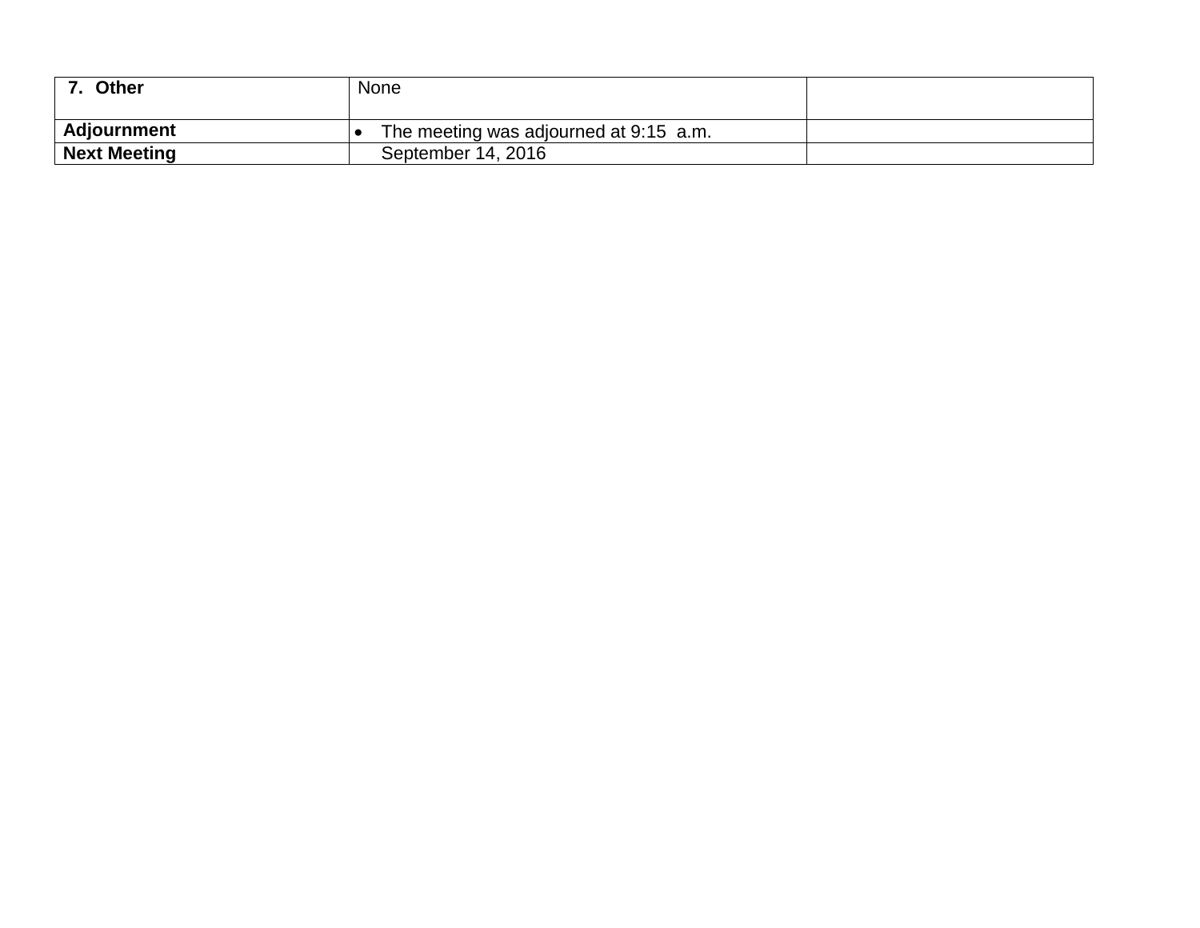| | | |
|---|---|---|
| **7. Other** | None | |
| **Adjournment** | • The meeting was adjourned at 9:15 a.m. | |
| **Next Meeting** | September 14, 2016 | |